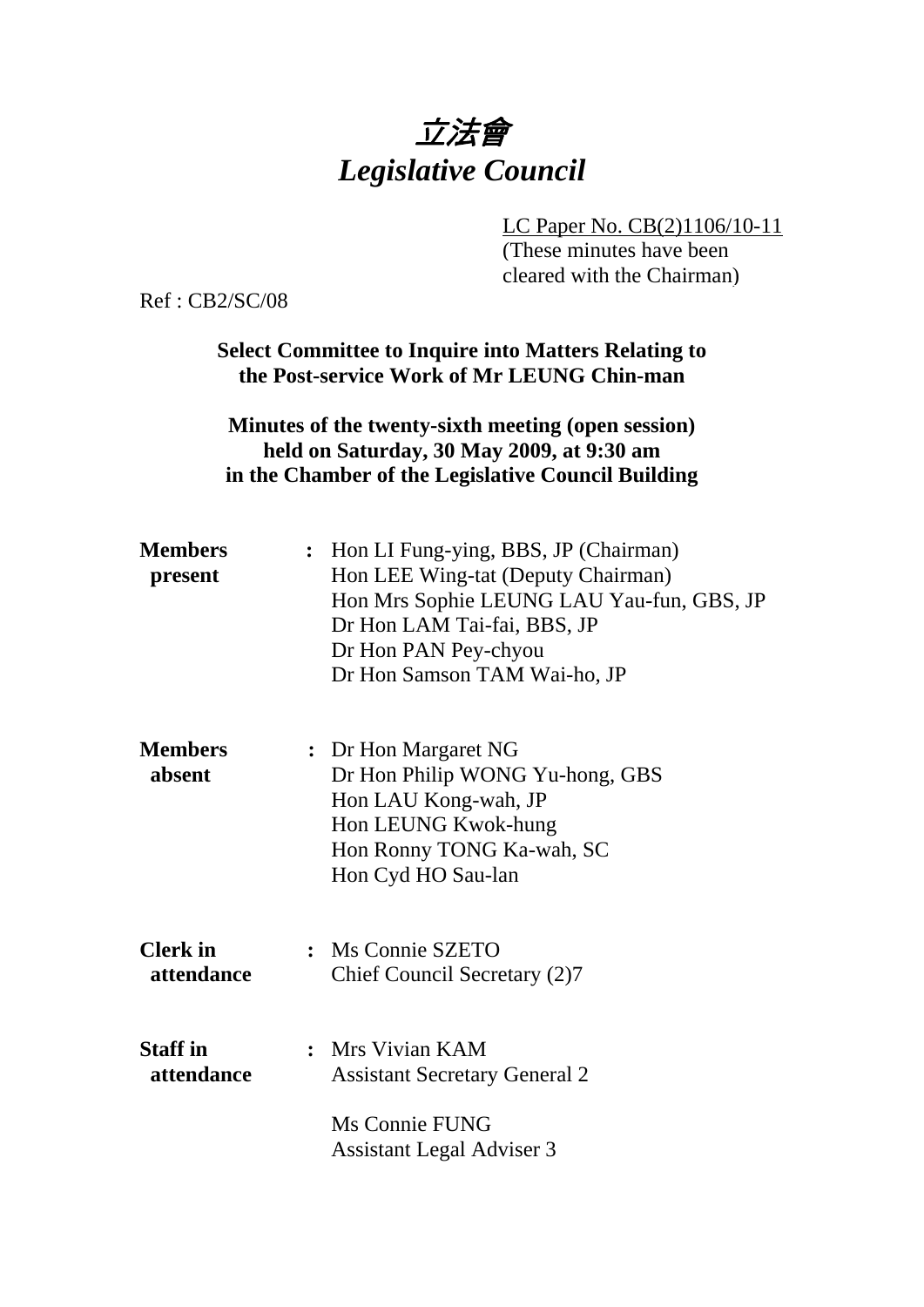# *立法會*
# *Legislative Council*

LC Paper No. CB(2)1106/10-11
(These minutes have been cleared with the Chairman)

Ref : CB2/SC/08

**Select Committee to Inquire into Matters Relating to the Post-service Work of Mr LEUNG Chin-man**

**Minutes of the twenty-sixth meeting (open session) held on Saturday, 30 May 2009, at 9:30 am in the Chamber of the Legislative Council Building**

| | | |
|---|---|---|
| **Members present** | **:** | Hon LI Fung-ying, BBS, JP (Chairman)<br>Hon LEE Wing-tat (Deputy Chairman)<br>Hon Mrs Sophie LEUNG LAU Yau-fun, GBS, JP<br>Dr Hon LAM Tai-fai, BBS, JP<br>Dr Hon PAN Pey-chyou<br>Dr Hon Samson TAM Wai-ho, JP |
| **Members absent** | **:** | Dr Hon Margaret NG<br>Dr Hon Philip WONG Yu-hong, GBS<br>Hon LAU Kong-wah, JP<br>Hon LEUNG Kwok-hung<br>Hon Ronny TONG Ka-wah, SC<br>Hon Cyd HO Sau-lan |
| **Clerk in attendance** | **:** | Ms Connie SZETO<br>Chief Council Secretary (2)7 |
| **Staff in attendance** | **:** | Mrs Vivian KAM<br>Assistant Secretary General 2<br><br>Ms Connie FUNG<br>Assistant Legal Adviser 3 |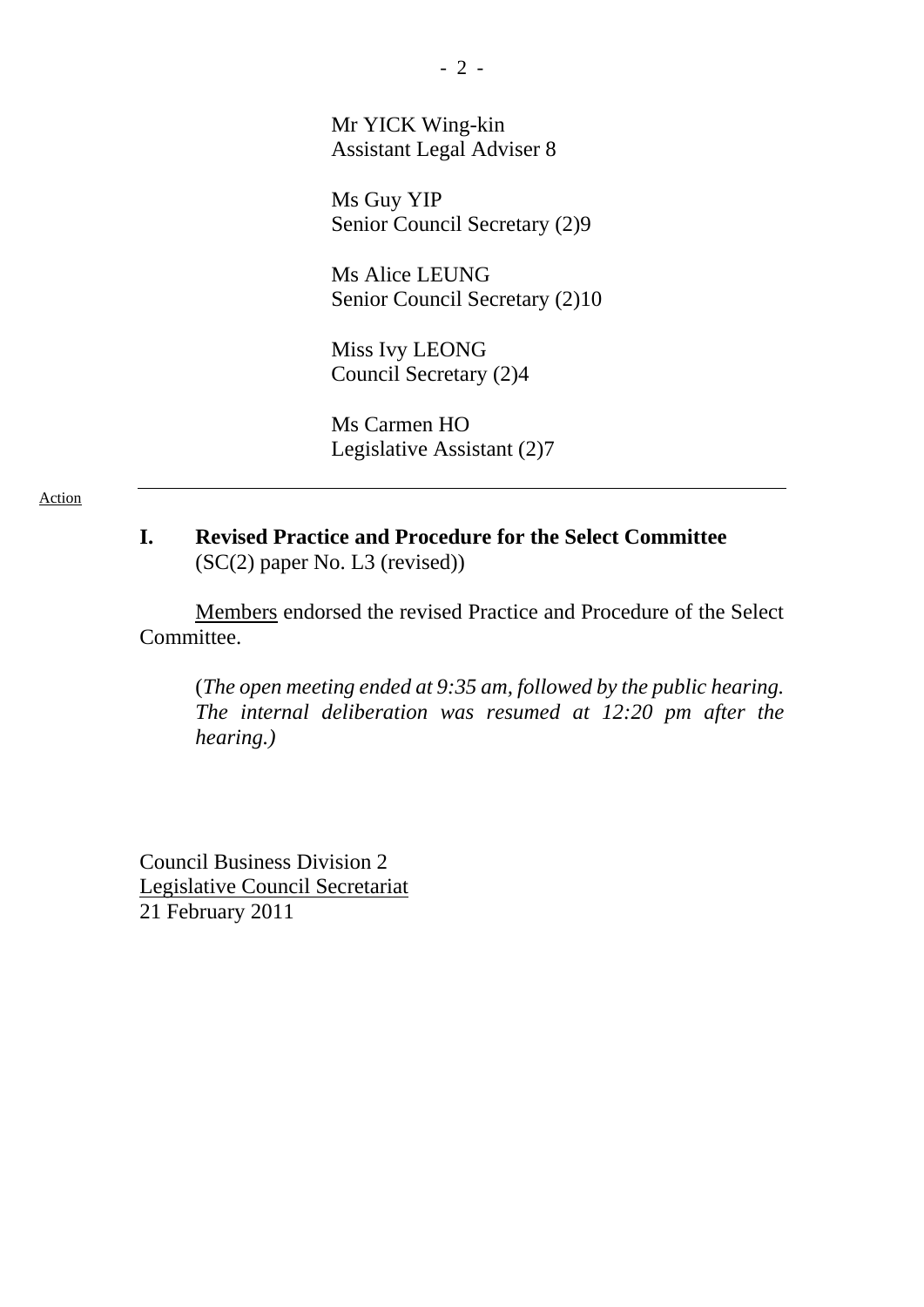Mr YICK Wing-kin
Assistant Legal Adviser 8

Ms Guy YIP
Senior Council Secretary (2)9

Ms Alice LEUNG
Senior Council Secretary (2)10

Miss Ivy LEONG
Council Secretary (2)4

Ms Carmen HO
Legislative Assistant (2)7

---

Action

**I. Revised Practice and Procedure for the Select Committee**
(SC(2) paper No. L3 (revised))

Members endorsed the revised Practice and Procedure of the Select Committee.

(*The open meeting ended at 9:35 am, followed by the public hearing. The internal deliberation was resumed at 12:20 pm after the hearing.*)

Council Business Division 2
Legislative Council Secretariat
21 February 2011